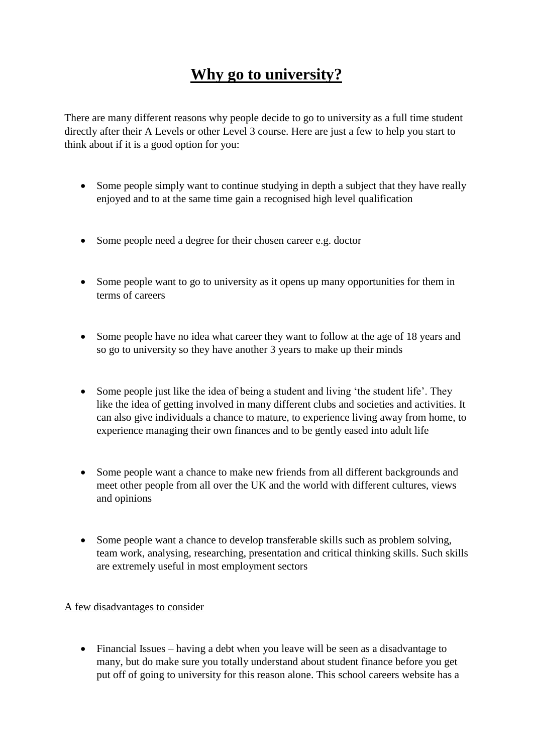# **Why go to university?**

There are many different reasons why people decide to go to university as a full time student directly after their A Levels or other Level 3 course. Here are just a few to help you start to think about if it is a good option for you:

- Some people simply want to continue studying in depth a subject that they have really enjoyed and to at the same time gain a recognised high level qualification

- Some people need a degree for their chosen career e.g. doctor

- Some people want to go to university as it opens up many opportunities for them in terms of careers

- Some people have no idea what career they want to follow at the age of 18 years and so go to university so they have another 3 years to make up their minds

- Some people just like the idea of being a student and living 'the student life'. They like the idea of getting involved in many different clubs and societies and activities. It can also give individuals a chance to mature, to experience living away from home, to experience managing their own finances and to be gently eased into adult life

- Some people want a chance to make new friends from all different backgrounds and meet other people from all over the UK and the world with different cultures, views and opinions

- Some people want a chance to develop transferable skills such as problem solving, team work, analysing, researching, presentation and critical thinking skills. Such skills are extremely useful in most employment sectors

<u>A few disadvantages to consider</u>

- Financial Issues – having a debt when you leave will be seen as a disadvantage to many, but do make sure you totally understand about student finance before you get put off of going to university for this reason alone. This school careers website has a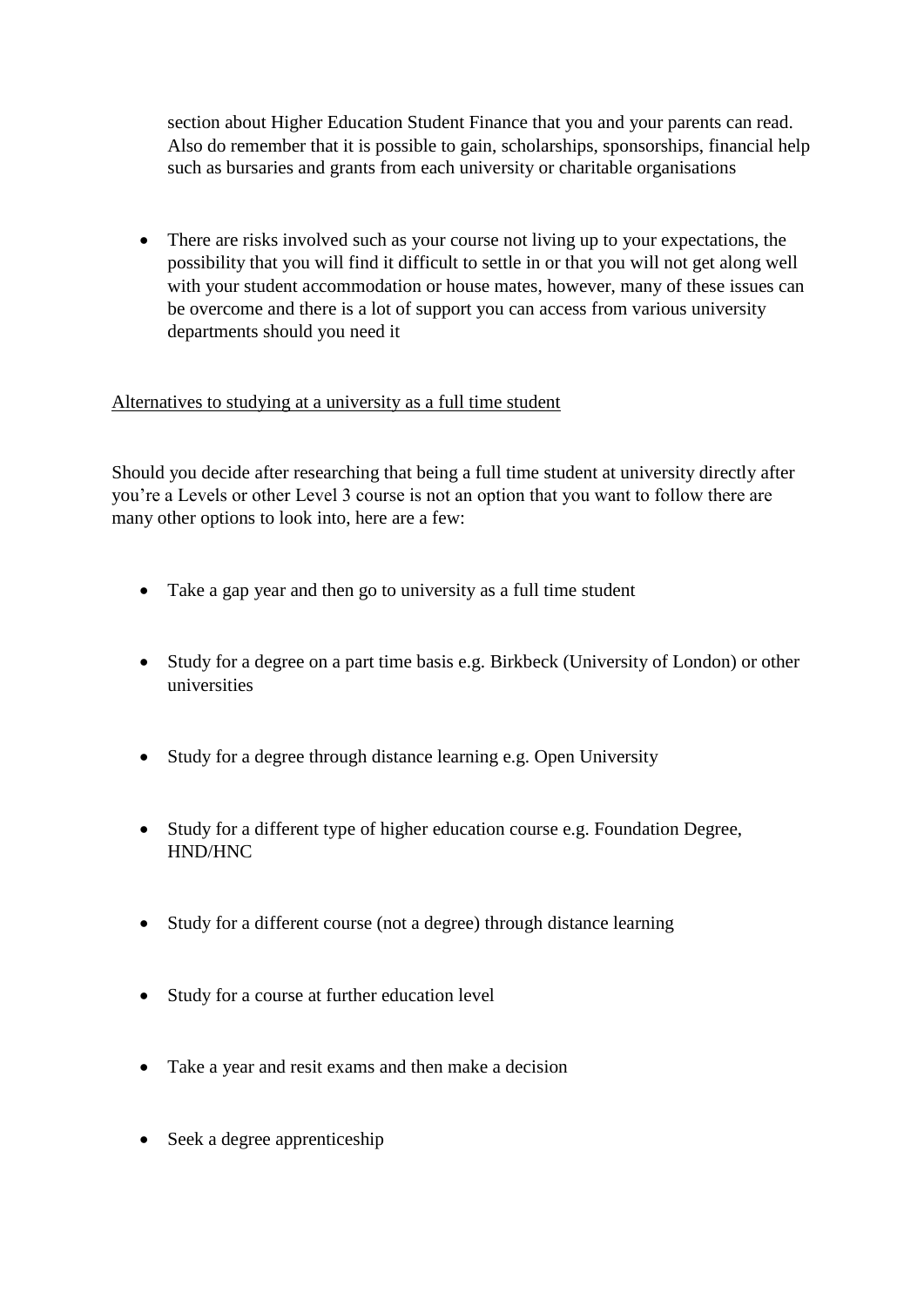section about Higher Education Student Finance that you and your parents can read. Also do remember that it is possible to gain, scholarships, sponsorships, financial help such as bursaries and grants from each university or charitable organisations

- There are risks involved such as your course not living up to your expectations, the possibility that you will find it difficult to settle in or that you will not get along well with your student accommodation or house mates, however, many of these issues can be overcome and there is a lot of support you can access from various university departments should you need it

<u>Alternatives to studying at a university as a full time student</u>

Should you decide after researching that being a full time student at university directly after you're a Levels or other Level 3 course is not an option that you want to follow there are many other options to look into, here are a few:

- Take a gap year and then go to university as a full time student
- Study for a degree on a part time basis e.g. Birkbeck (University of London) or other universities
- Study for a degree through distance learning e.g. Open University
- Study for a different type of higher education course e.g. Foundation Degree, HND/HNC
- Study for a different course (not a degree) through distance learning
- Study for a course at further education level
- Take a year and resit exams and then make a decision
- Seek a degree apprenticeship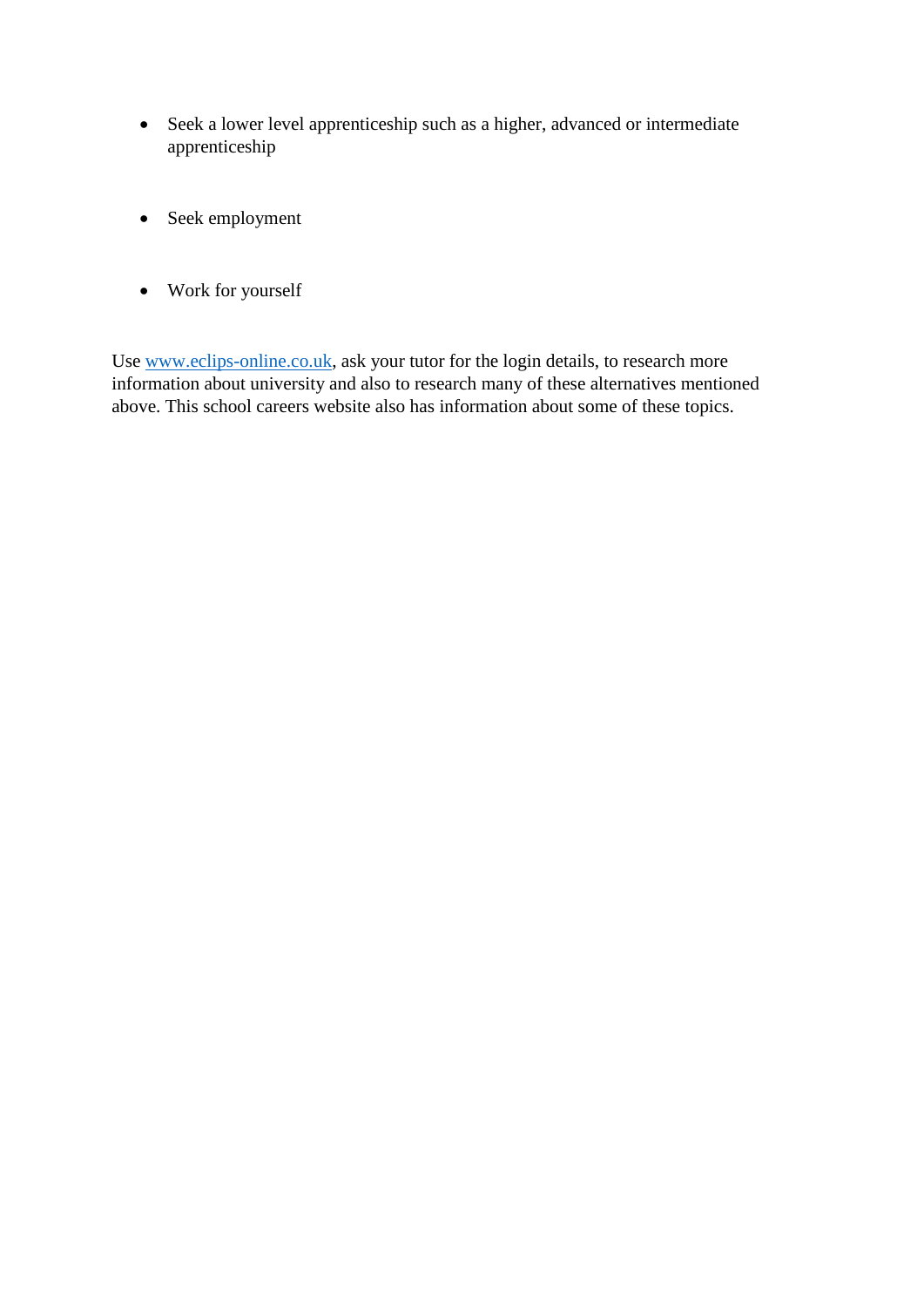- Seek a lower level apprenticeship such as a higher, advanced or intermediate apprenticeship

- Seek employment

- Work for yourself

Use [www.eclips-online.co.uk](http://www.eclips-online.co.uk), ask your tutor for the login details, to research more information about university and also to research many of these alternatives mentioned above. This school careers website also has information about some of these topics.